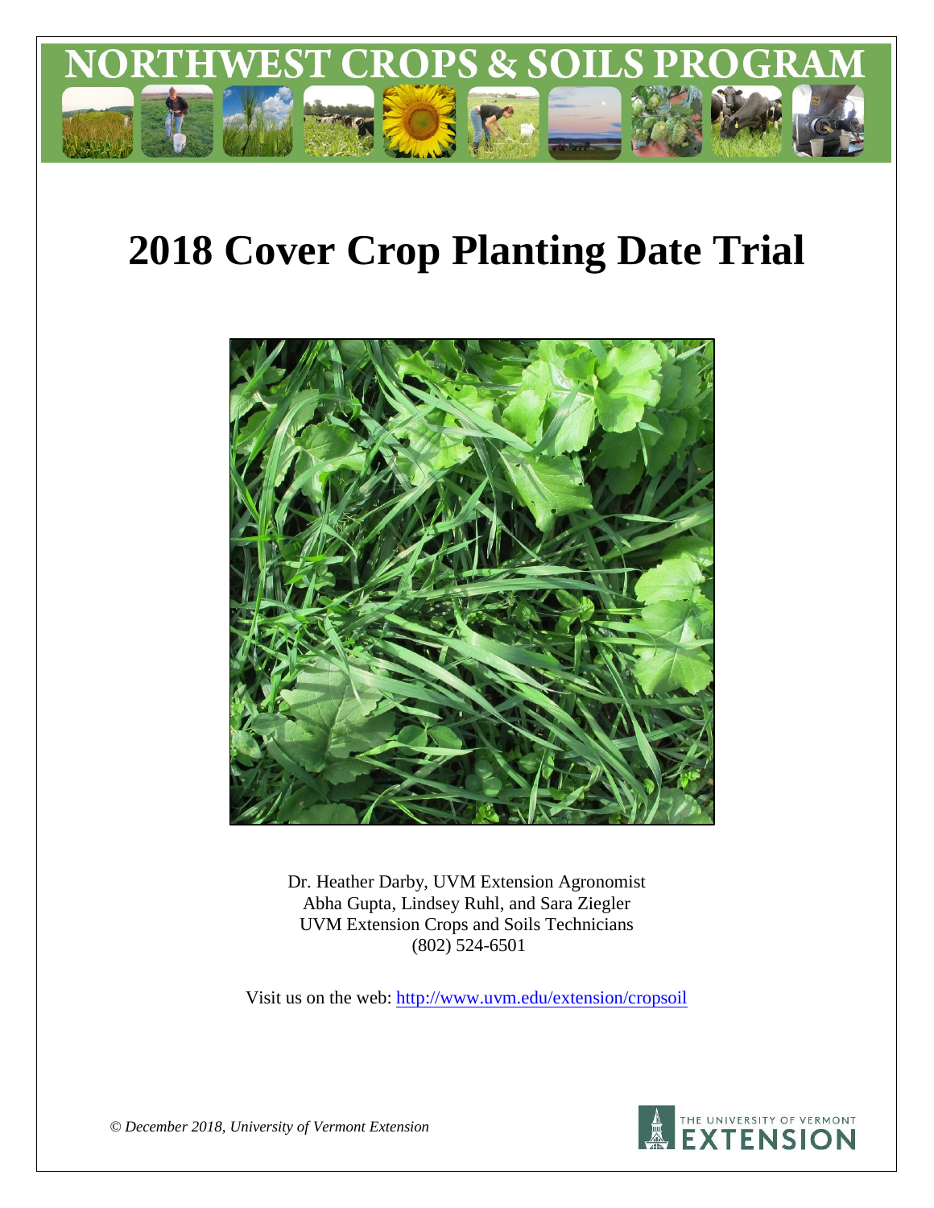# NORTHWEST CROPS & SOILS PROGRAM

# 2018 Cover Crop Planting Date Trial

Dr. Heather Darby, UVM Extension Agronomist
Abha Gupta, Lindsey Ruhl, and Sara Ziegler
UVM Extension Crops and Soils Technicians
(802) 524-6501

Visit us on the web: http://www.uvm.edu/extension/cropsoil

*© December 2018, University of Vermont Extension*

THE UNIVERSITY OF VERMONT EXTENSION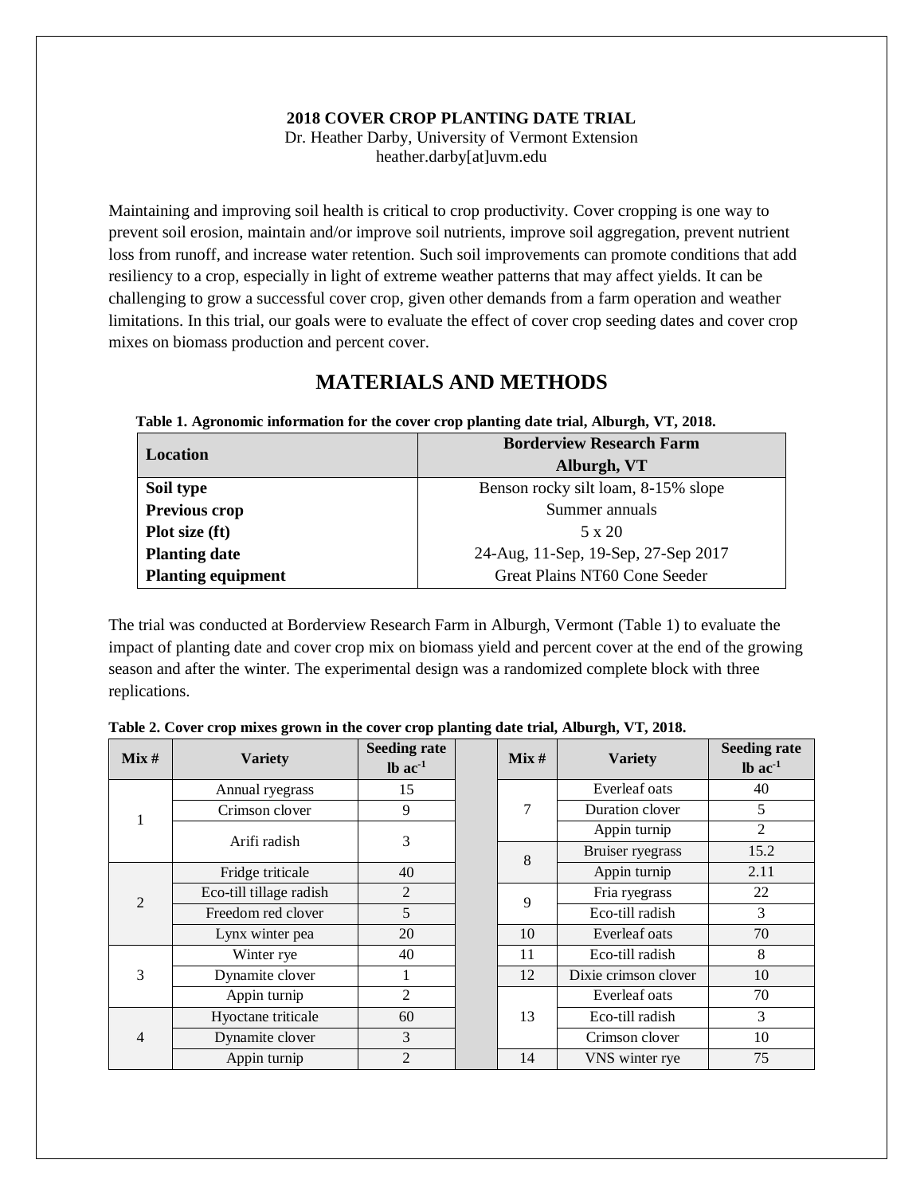**2018 COVER CROP PLANTING DATE TRIAL**
Dr. Heather Darby, University of Vermont Extension
heather.darby[at]uvm.edu

Maintaining and improving soil health is critical to crop productivity. Cover cropping is one way to prevent soil erosion, maintain and/or improve soil nutrients, improve soil aggregation, prevent nutrient loss from runoff, and increase water retention. Such soil improvements can promote conditions that add resiliency to a crop, especially in light of extreme weather patterns that may affect yields. It can be challenging to grow a successful cover crop, given other demands from a farm operation and weather limitations. In this trial, our goals were to evaluate the effect of cover crop seeding dates and cover crop mixes on biomass production and percent cover.

# MATERIALS AND METHODS

**Table 1. Agronomic information for the cover crop planting date trial, Alburgh, VT, 2018.**

| Location | Borderview Research Farm Alburgh, VT |
|---|---|
| **Soil type** | Benson rocky silt loam, 8-15% slope |
| **Previous crop** | Summer annuals |
| **Plot size (ft)** | 5 x 20 |
| **Planting date** | 24-Aug, 11-Sep, 19-Sep, 27-Sep 2017 |
| **Planting equipment** | Great Plains NT60 Cone Seeder |

The trial was conducted at Borderview Research Farm in Alburgh, Vermont (Table 1) to evaluate the impact of planting date and cover crop mix on biomass yield and percent cover at the end of the growing season and after the winter. The experimental design was a randomized complete block with three replications.

**Table 2. Cover crop mixes grown in the cover crop planting date trial, Alburgh, VT, 2018.**

| Mix # | Variety | Seeding rate lb $ac^{-1}$ | | Mix # | Variety | Seeding rate lb $ac^{-1}$ |
|---|---|---|---|---|---|---|
| 1 | Annual ryegrass | 15 | | 7 | Everleaf oats | 40 |
| | Crimson clover | 9 | | | Duration clover | 5 |
| | Arifi radish | 3 | | | Appin turnip | 2 |
| | | | | 8 | Bruiser ryegrass | 15.2 |
| 2 | Fridge triticale | 40 | | | Appin turnip | 2.11 |
| | Eco-till tillage radish | 2 | | 9 | Fria ryegrass | 22 |
| | Freedom red clover | 5 | | | Eco-till radish | 3 |
| | Lynx winter pea | 20 | | 10 | Everleaf oats | 70 |
| 3 | Winter rye | 40 | | 11 | Eco-till radish | 8 |
| | Dynamite clover | 1 | | 12 | Dixie crimson clover | 10 |
| | Appin turnip | 2 | | 13 | Everleaf oats | 70 |
| 4 | Hyoctane triticale | 60 | | | Eco-till radish | 3 |
| | Dynamite clover | 3 | | | Crimson clover | 10 |
| | Appin turnip | 2 | | 14 | VNS winter rye | 75 |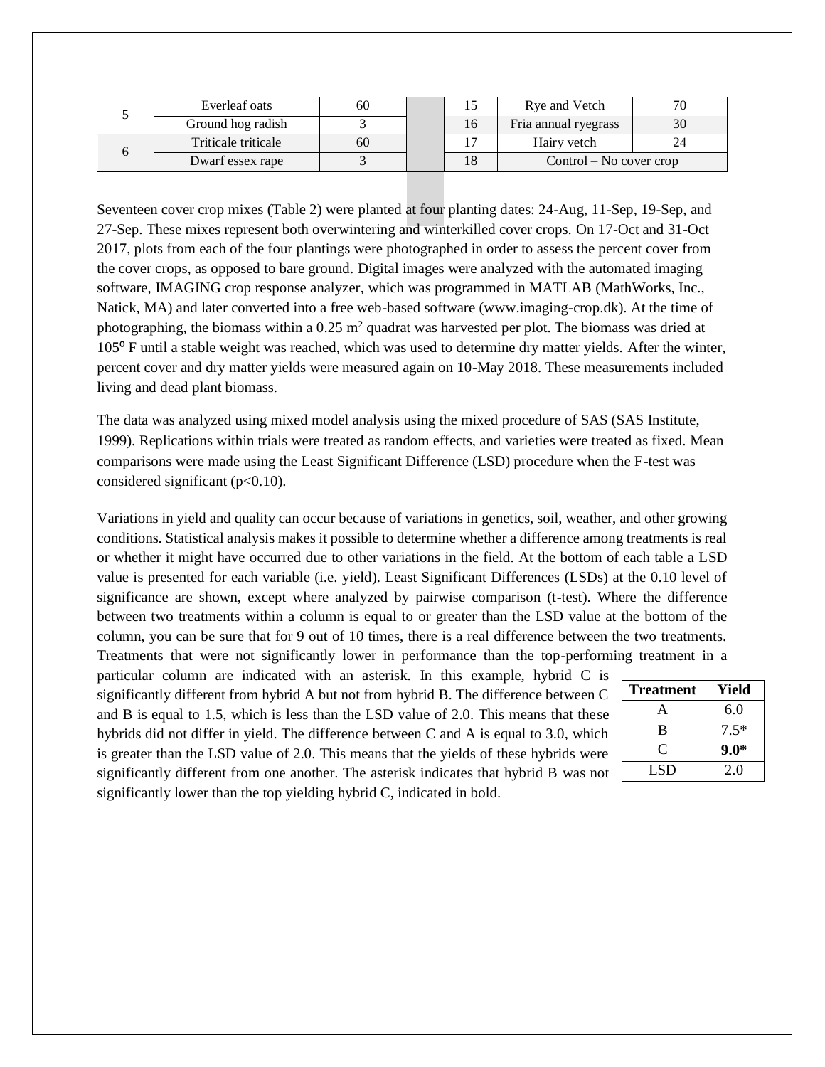| 5 | Everleaf oats | 60 | | 15 | Rye and Vetch | 70 |
|---|---|---|---|---|---|---|
| | Ground hog radish | 3 | | 16 | Fria annual ryegrass | 30 |
| 6 | Triticale triticale | 60 | | 17 | Hairy vetch | 24 |
| | Dwarf essex rape | 3 | | 18 | Control – No cover crop | |

Seventeen cover crop mixes (Table 2) were planted at four planting dates: 24-Aug, 11-Sep, 19-Sep, and 27-Sep. These mixes represent both overwintering and winterkilled cover crops. On 17-Oct and 31-Oct 2017, plots from each of the four plantings were photographed in order to assess the percent cover from the cover crops, as opposed to bare ground. Digital images were analyzed with the automated imaging software, IMAGING crop response analyzer, which was programmed in MATLAB (MathWorks, Inc., Natick, MA) and later converted into a free web-based software (www.imaging-crop.dk). At the time of photographing, the biomass within a 0.25 $m^2$ quadrat was harvested per plot. The biomass was dried at 105$^{o}$ F until a stable weight was reached, which was used to determine dry matter yields. After the winter, percent cover and dry matter yields were measured again on 10-May 2018. These measurements included living and dead plant biomass.

The data was analyzed using mixed model analysis using the mixed procedure of SAS (SAS Institute, 1999). Replications within trials were treated as random effects, and varieties were treated as fixed. Mean comparisons were made using the Least Significant Difference (LSD) procedure when the F-test was considered significant ($p<0.10$).

Variations in yield and quality can occur because of variations in genetics, soil, weather, and other growing conditions. Statistical analysis makes it possible to determine whether a difference among treatments is real or whether it might have occurred due to other variations in the field. At the bottom of each table a LSD value is presented for each variable (i.e. yield). Least Significant Differences (LSDs) at the 0.10 level of significance are shown, except where analyzed by pairwise comparison (t-test). Where the difference between two treatments within a column is equal to or greater than the LSD value at the bottom of the column, you can be sure that for 9 out of 10 times, there is a real difference between the two treatments. Treatments that were not significantly lower in performance than the top-performing treatment in a particular column are indicated with an asterisk. In this example, hybrid C is significantly different from hybrid A but not from hybrid B. The difference between C and B is equal to 1.5, which is less than the LSD value of 2.0. This means that these hybrids did not differ in yield. The difference between C and A is equal to 3.0, which is greater than the LSD value of 2.0. This means that the yields of these hybrids were significantly different from one another. The asterisk indicates that hybrid B was not significantly lower than the top yielding hybrid C, indicated in bold.

| Treatment | Yield |
|---|---|
| A | 6.0 |
| B | 7.5* |
| C | **9.0*** |
| LSD | 2.0 |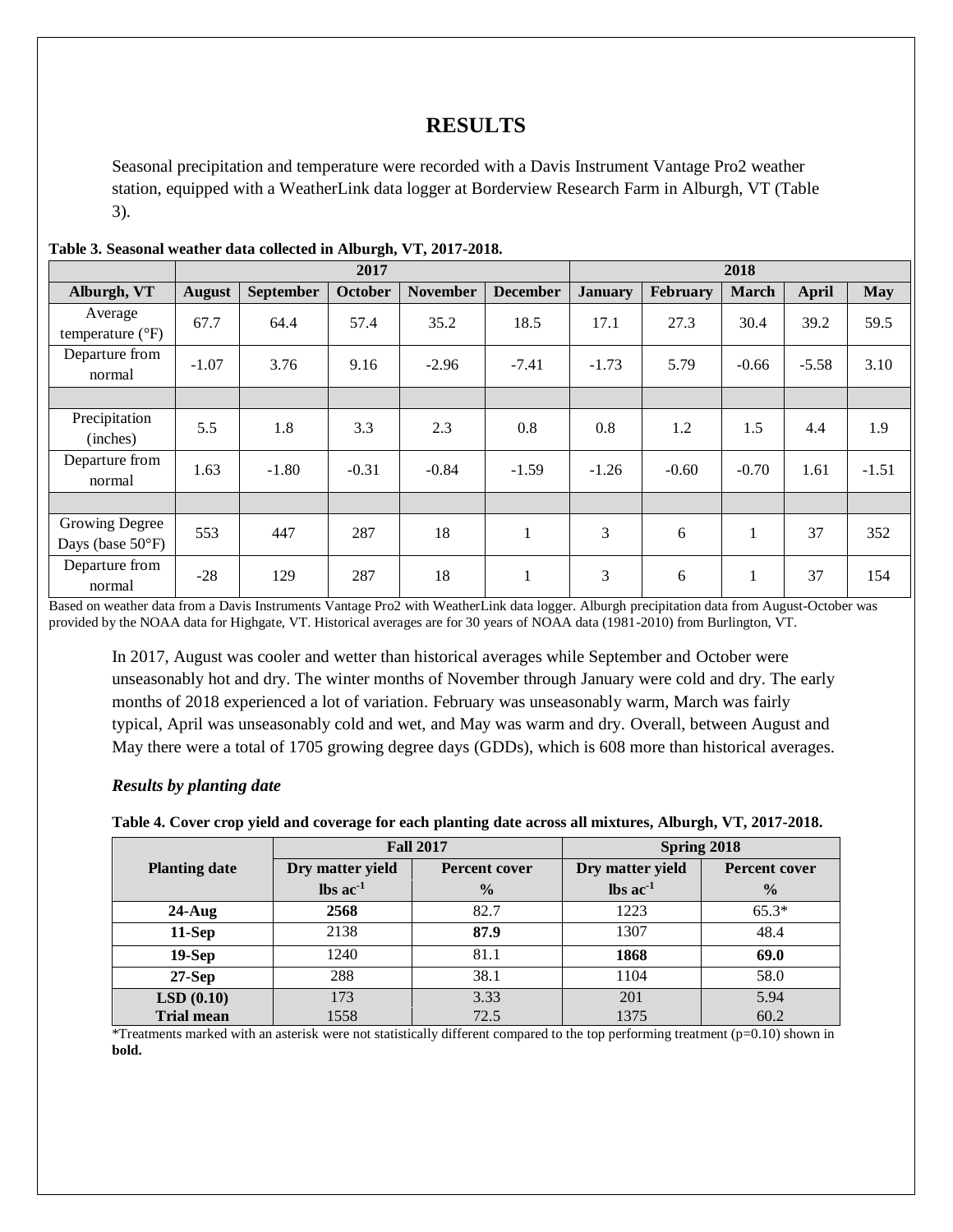# RESULTS

Seasonal precipitation and temperature were recorded with a Davis Instrument Vantage Pro2 weather station, equipped with a WeatherLink data logger at Borderview Research Farm in Alburgh, VT (Table 3).

**Table 3. Seasonal weather data collected in Alburgh, VT, 2017-2018.**

| | 2017 | | | | | 2018 | | | | |
|---|---|---|---|---|---|---|---|---|---|---|
| **Alburgh, VT** | **August** | **September** | **October** | **November** | **December** | **January** | **February** | **March** | **April** | **May** |
| Average temperature (°F) | 67.7 | 64.4 | 57.4 | 35.2 | 18.5 | 17.1 | 27.3 | 30.4 | 39.2 | 59.5 |
| Departure from normal | -1.07 | 3.76 | 9.16 | -2.96 | -7.41 | -1.73 | 5.79 | -0.66 | -5.58 | 3.10 |
| | | | | | | | | | | |
| Precipitation (inches) | 5.5 | 1.8 | 3.3 | 2.3 | 0.8 | 0.8 | 1.2 | 1.5 | 4.4 | 1.9 |
| Departure from normal | 1.63 | -1.80 | -0.31 | -0.84 | -1.59 | -1.26 | -0.60 | -0.70 | 1.61 | -1.51 |
| | | | | | | | | | | |
| Growing Degree Days (base 50°F) | 553 | 447 | 287 | 18 | 1 | 3 | 6 | 1 | 37 | 352 |
| Departure from normal | -28 | 129 | 287 | 18 | 1 | 3 | 6 | 1 | 37 | 154 |

Based on weather data from a Davis Instruments Vantage Pro2 with WeatherLink data logger. Alburgh precipitation data from August-October was provided by the NOAA data for Highgate, VT. Historical averages are for 30 years of NOAA data (1981-2010) from Burlington, VT.

In 2017, August was cooler and wetter than historical averages while September and October were unseasonably hot and dry. The winter months of November through January were cold and dry. The early months of 2018 experienced a lot of variation. February was unseasonably warm, March was fairly typical, April was unseasonably cold and wet, and May was warm and dry. Overall, between August and May there were a total of 1705 growing degree days (GDDs), which is 608 more than historical averages.

### *Results by planting date*

**Table 4. Cover crop yield and coverage for each planting date across all mixtures, Alburgh, VT, 2017-2018.**

| Planting date | Fall 2017 | | Spring 2018 | |
|---|---|---|---|---|
| | **Dry matter yield** $lbs\ ac^{-1}$ | **Percent cover** % | **Dry matter yield** $lbs\ ac^{-1}$ | **Percent cover** % |
| **24-Aug** | **2568** | 82.7 | 1223 | 65.3* |
| **11-Sep** | 2138 | **87.9** | 1307 | 48.4 |
| **19-Sep** | 1240 | 81.1 | **1868** | **69.0** |
| **27-Sep** | 288 | 38.1 | 1104 | 58.0 |
| **LSD (0.10)** | 173 | 3.33 | 201 | 5.94 |
| **Trial mean** | 1558 | 72.5 | 1375 | 60.2 |

*Treatments marked with an asterisk were not statistically different compared to the top performing treatment (p=0.10) shown in **bold.**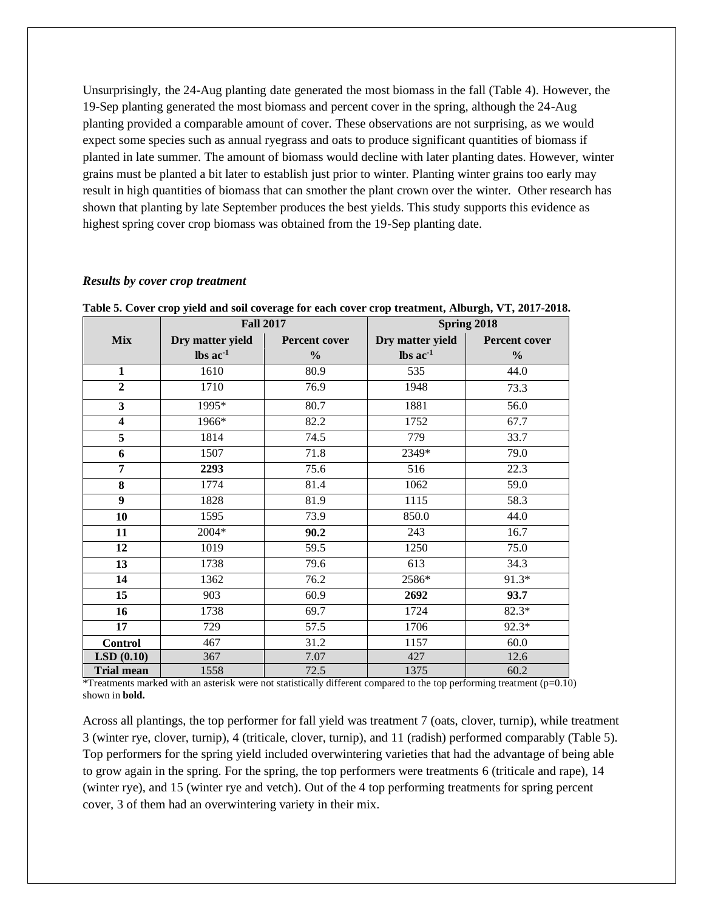Unsurprisingly, the 24-Aug planting date generated the most biomass in the fall (Table 4). However, the 19-Sep planting generated the most biomass and percent cover in the spring, although the 24-Aug planting provided a comparable amount of cover. These observations are not surprising, as we would expect some species such as annual ryegrass and oats to produce significant quantities of biomass if planted in late summer. The amount of biomass would decline with later planting dates. However, winter grains must be planted a bit later to establish just prior to winter. Planting winter grains too early may result in high quantities of biomass that can smother the plant crown over the winter. Other research has shown that planting by late September produces the best yields. This study supports this evidence as highest spring cover crop biomass was obtained from the 19-Sep planting date.

***Results by cover crop treatment***

**Table 5. Cover crop yield and soil coverage for each cover crop treatment, Alburgh, VT, 2017-2018.**

| Mix | Fall 2017 | | Spring 2018 | |
|---|---|---|---|---|
| | Dry matter yield lbs $ac^{-1}$ | Percent cover % | Dry matter yield lbs $ac^{-1}$ | Percent cover % |
| **1** | 1610 | 80.9 | 535 | 44.0 |
| **2** | 1710 | 76.9 | 1948 | 73.3 |
| **3** | 1995* | 80.7 | 1881 | 56.0 |
| **4** | 1966* | 82.2 | 1752 | 67.7 |
| **5** | 1814 | 74.5 | 779 | 33.7 |
| **6** | 1507 | 71.8 | 2349* | 79.0 |
| **7** | **2293** | 75.6 | 516 | 22.3 |
| **8** | 1774 | 81.4 | 1062 | 59.0 |
| **9** | 1828 | 81.9 | 1115 | 58.3 |
| **10** | 1595 | 73.9 | 850.0 | 44.0 |
| **11** | 2004* | **90.2** | 243 | 16.7 |
| **12** | 1019 | 59.5 | 1250 | 75.0 |
| **13** | 1738 | 79.6 | 613 | 34.3 |
| **14** | 1362 | 76.2 | 2586* | 91.3* |
| **15** | 903 | 60.9 | **2692** | **93.7** |
| **16** | 1738 | 69.7 | 1724 | 82.3* |
| **17** | 729 | 57.5 | 1706 | 92.3* |
| **Control** | 467 | 31.2 | 1157 | 60.0 |
| **LSD (0.10)** | 367 | 7.07 | 427 | 12.6 |
| **Trial mean** | 1558 | 72.5 | 1375 | 60.2 |

*Treatments marked with an asterisk were not statistically different compared to the top performing treatment ($p=0.10$) shown in **bold.**

Across all plantings, the top performer for fall yield was treatment 7 (oats, clover, turnip), while treatment 3 (winter rye, clover, turnip), 4 (triticale, clover, turnip), and 11 (radish) performed comparably (Table 5). Top performers for the spring yield included overwintering varieties that had the advantage of being able to grow again in the spring. For the spring, the top performers were treatments 6 (triticale and rape), 14 (winter rye), and 15 (winter rye and vetch). Out of the 4 top performing treatments for spring percent cover, 3 of them had an overwintering variety in their mix.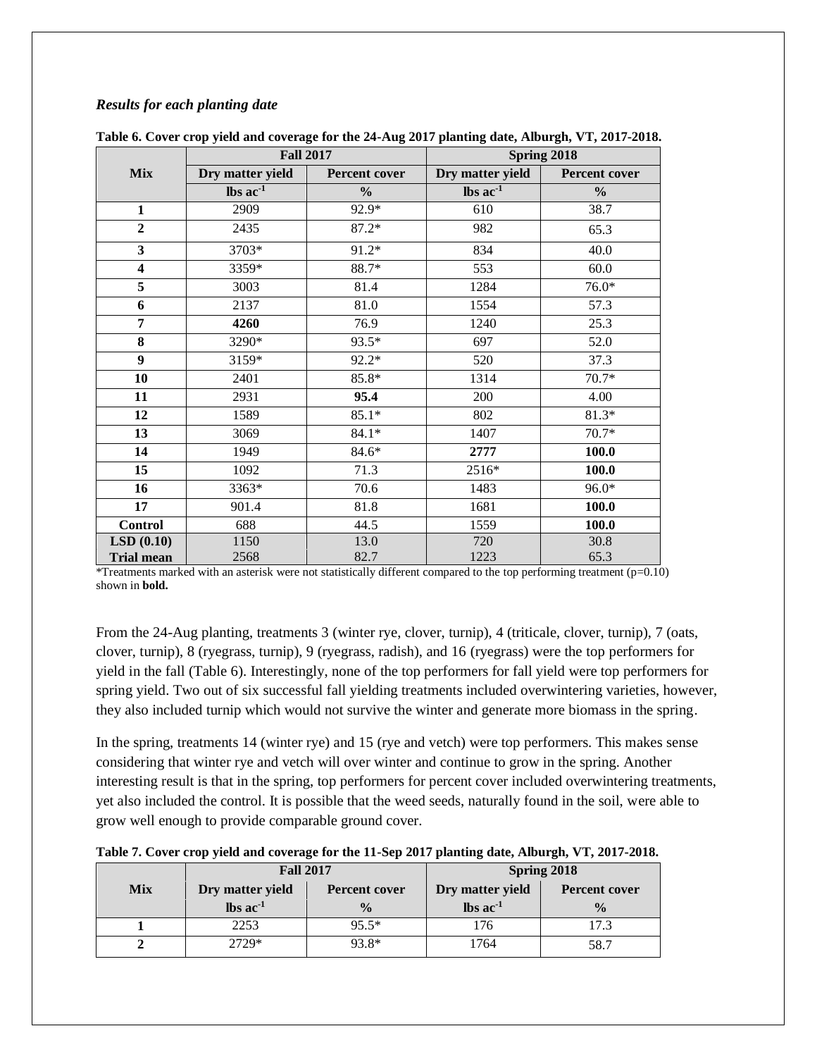### *Results for each planting date*

**Table 6. Cover crop yield and coverage for the 24-Aug 2017 planting date, Alburgh, VT, 2017-2018.**

| Mix | Fall 2017 | | Spring 2018 | |
|---|---|---|---|---|
| | Dry matter yield | Percent cover | Dry matter yield | Percent cover |
| | lbs ac$^{-1}$ | % | lbs ac$^{-1}$ | % |
| **1** | 2909 | 92.9* | 610 | 38.7 |
| **2** | 2435 | 87.2* | 982 | 65.3 |
| **3** | 3703* | 91.2* | 834 | 40.0 |
| **4** | 3359* | 88.7* | 553 | 60.0 |
| **5** | 3003 | 81.4 | 1284 | 76.0* |
| **6** | 2137 | 81.0 | 1554 | 57.3 |
| **7** | **4260** | 76.9 | 1240 | 25.3 |
| **8** | 3290* | 93.5* | 697 | 52.0 |
| **9** | 3159* | 92.2* | 520 | 37.3 |
| **10** | 2401 | 85.8* | 1314 | 70.7* |
| **11** | 2931 | **95.4** | 200 | 4.00 |
| **12** | 1589 | 85.1* | 802 | 81.3* |
| **13** | 3069 | 84.1* | 1407 | 70.7* |
| **14** | 1949 | 84.6* | **2777** | **100.0** |
| **15** | 1092 | 71.3 | 2516* | **100.0** |
| **16** | 3363* | 70.6 | 1483 | 96.0* |
| **17** | 901.4 | 81.8 | 1681 | **100.0** |
| **Control** | 688 | 44.5 | 1559 | **100.0** |
| **LSD (0.10)** | 1150 | 13.0 | 720 | 30.8 |
| **Trial mean** | 2568 | 82.7 | 1223 | 65.3 |

*Treatments marked with an asterisk were not statistically different compared to the top performing treatment (p=0.10) shown in **bold.**

From the 24-Aug planting, treatments 3 (winter rye, clover, turnip), 4 (triticale, clover, turnip), 7 (oats, clover, turnip), 8 (ryegrass, turnip), 9 (ryegrass, radish), and 16 (ryegrass) were the top performers for yield in the fall (Table 6). Interestingly, none of the top performers for fall yield were top performers for spring yield. Two out of six successful fall yielding treatments included overwintering varieties, however, they also included turnip which would not survive the winter and generate more biomass in the spring.

In the spring, treatments 14 (winter rye) and 15 (rye and vetch) were top performers. This makes sense considering that winter rye and vetch will over winter and continue to grow in the spring. Another interesting result is that in the spring, top performers for percent cover included overwintering treatments, yet also included the control. It is possible that the weed seeds, naturally found in the soil, were able to grow well enough to provide comparable ground cover.

**Table 7. Cover crop yield and coverage for the 11-Sep 2017 planting date, Alburgh, VT, 2017-2018.**

| Mix | Fall 2017 | | Spring 2018 | |
|---|---|---|---|---|
| | Dry matter yield | Percent cover | Dry matter yield | Percent cover |
| | lbs ac$^{-1}$ | % | lbs ac$^{-1}$ | % |
| **1** | 2253 | 95.5* | 176 | 17.3 |
| **2** | 2729* | 93.8* | 1764 | 58.7 |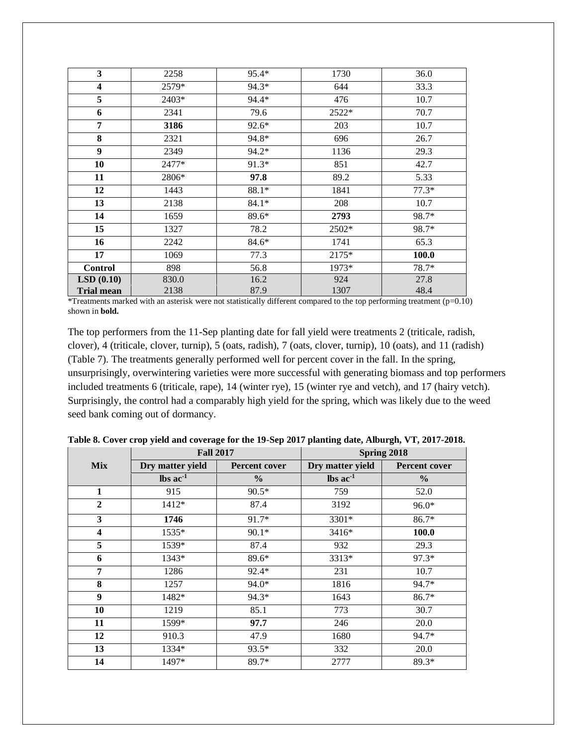| 3 | 2258 | 95.4* | 1730 | 36.0 |
|---|---|---|---|---|
| 4 | 2579* | 94.3* | 644 | 33.3 |
| 5 | 2403* | 94.4* | 476 | 10.7 |
| 6 | 2341 | 79.6 | 2522* | 70.7 |
| 7 | **3186** | 92.6* | 203 | 10.7 |
| 8 | 2321 | 94.8* | 696 | 26.7 |
| 9 | 2349 | 94.2* | 1136 | 29.3 |
| 10 | 2477* | 91.3* | 851 | 42.7 |
| 11 | 2806* | **97.8** | 89.2 | 5.33 |
| 12 | 1443 | 88.1* | 1841 | 77.3* |
| 13 | 2138 | 84.1* | 208 | 10.7 |
| 14 | 1659 | 89.6* | **2793** | 98.7* |
| 15 | 1327 | 78.2 | 2502* | 98.7* |
| 16 | 2242 | 84.6* | 1741 | 65.3 |
| 17 | 1069 | 77.3 | 2175* | **100.0** |
| Control | 898 | 56.8 | 1973* | 78.7* |
| LSD (0.10) | 830.0 | 16.2 | 924 | 27.8 |
| Trial mean | 2138 | 87.9 | 1307 | 48.4 |

*Treatments marked with an asterisk were not statistically different compared to the top performing treatment (p=0.10) shown in **bold.**

The top performers from the 11-Sep planting date for fall yield were treatments 2 (triticale, radish, clover), 4 (triticale, clover, turnip), 5 (oats, radish), 7 (oats, clover, turnip), 10 (oats), and 11 (radish) (Table 7). The treatments generally performed well for percent cover in the fall. In the spring, unsurprisingly, overwintering varieties were more successful with generating biomass and top performers included treatments 6 (triticale, rape), 14 (winter rye), 15 (winter rye and vetch), and 17 (hairy vetch). Surprisingly, the control had a comparably high yield for the spring, which was likely due to the weed seed bank coming out of dormancy.

**Table 8. Cover crop yield and coverage for the 19-Sep 2017 planting date, Alburgh, VT, 2017-2018.**

| Mix | Fall 2017 | | Spring 2018 | |
|---|---|---|---|---|
| | Dry matter yield | Percent cover | Dry matter yield | Percent cover |
| | lbs ac$^{-1}$ | % | lbs ac$^{-1}$ | % |
| 1 | 915 | 90.5* | 759 | 52.0 |
| 2 | 1412* | 87.4 | 3192 | 96.0* |
| 3 | **1746** | 91.7* | 3301* | 86.7* |
| 4 | 1535* | 90.1* | 3416* | **100.0** |
| 5 | 1539* | 87.4 | 932 | 29.3 |
| 6 | 1343* | 89.6* | 3313* | 97.3* |
| 7 | 1286 | 92.4* | 231 | 10.7 |
| 8 | 1257 | 94.0* | 1816 | 94.7* |
| 9 | 1482* | 94.3* | 1643 | 86.7* |
| 10 | 1219 | 85.1 | 773 | 30.7 |
| 11 | 1599* | **97.7** | 246 | 20.0 |
| 12 | 910.3 | 47.9 | 1680 | 94.7* |
| 13 | 1334* | 93.5* | 332 | 20.0 |
| 14 | 1497* | 89.7* | 2777 | 89.3* |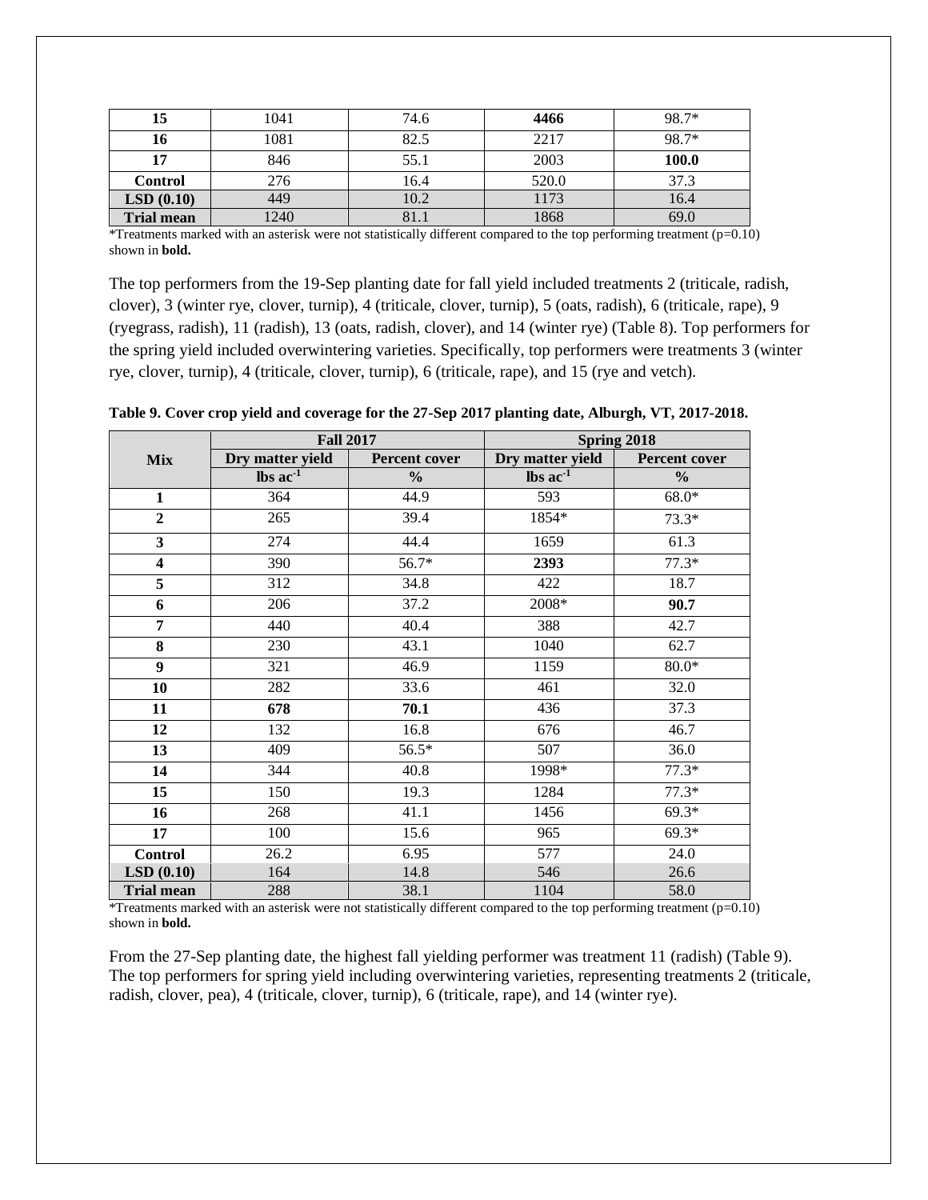| 15 | 1041 | 74.6 | **4466** | 98.7* |
|---|---|---|---|---|
| 16 | 1081 | 82.5 | 2217 | 98.7* |
| 17 | 846 | 55.1 | 2003 | **100.0** |
| Control | 276 | 16.4 | 520.0 | 37.3 |
| LSD (0.10) | 449 | 10.2 | 1173 | 16.4 |
| Trial mean | 1240 | 81.1 | 1868 | 69.0 |

*Treatments marked with an asterisk were not statistically different compared to the top performing treatment (p=0.10) shown in **bold.**

The top performers from the 19-Sep planting date for fall yield included treatments 2 (triticale, radish, clover), 3 (winter rye, clover, turnip), 4 (triticale, clover, turnip), 5 (oats, radish), 6 (triticale, rape), 9 (ryegrass, radish), 11 (radish), 13 (oats, radish, clover), and 14 (winter rye) (Table 8). Top performers for the spring yield included overwintering varieties. Specifically, top performers were treatments 3 (winter rye, clover, turnip), 4 (triticale, clover, turnip), 6 (triticale, rape), and 15 (rye and vetch).

**Table 9. Cover crop yield and coverage for the 27-Sep 2017 planting date, Alburgh, VT, 2017-2018.**

| Mix | Fall 2017 | | Spring 2018 | |
|---|---|---|---|---|
| | Dry matter yield | Percent cover | Dry matter yield | Percent cover |
| | lbs $ac^{-1}$ | % | lbs $ac^{-1}$ | % |
| 1 | 364 | 44.9 | 593 | 68.0* |
| 2 | 265 | 39.4 | 1854* | 73.3* |
| 3 | 274 | 44.4 | 1659 | 61.3 |
| 4 | 390 | 56.7* | **2393** | 77.3* |
| 5 | 312 | 34.8 | 422 | 18.7 |
| 6 | 206 | 37.2 | 2008* | **90.7** |
| 7 | 440 | 40.4 | 388 | 42.7 |
| 8 | 230 | 43.1 | 1040 | 62.7 |
| 9 | 321 | 46.9 | 1159 | 80.0* |
| 10 | 282 | 33.6 | 461 | 32.0 |
| 11 | **678** | **70.1** | 436 | 37.3 |
| 12 | 132 | 16.8 | 676 | 46.7 |
| 13 | 409 | 56.5* | 507 | 36.0 |
| 14 | 344 | 40.8 | 1998* | 77.3* |
| 15 | 150 | 19.3 | 1284 | 77.3* |
| 16 | 268 | 41.1 | 1456 | 69.3* |
| 17 | 100 | 15.6 | 965 | 69.3* |
| Control | 26.2 | 6.95 | 577 | 24.0 |
| LSD (0.10) | 164 | 14.8 | 546 | 26.6 |
| Trial mean | 288 | 38.1 | 1104 | 58.0 |

*Treatments marked with an asterisk were not statistically different compared to the top performing treatment (p=0.10) shown in **bold.**

From the 27-Sep planting date, the highest fall yielding performer was treatment 11 (radish) (Table 9). The top performers for spring yield including overwintering varieties, representing treatments 2 (triticale, radish, clover, pea), 4 (triticale, clover, turnip), 6 (triticale, rape), and 14 (winter rye).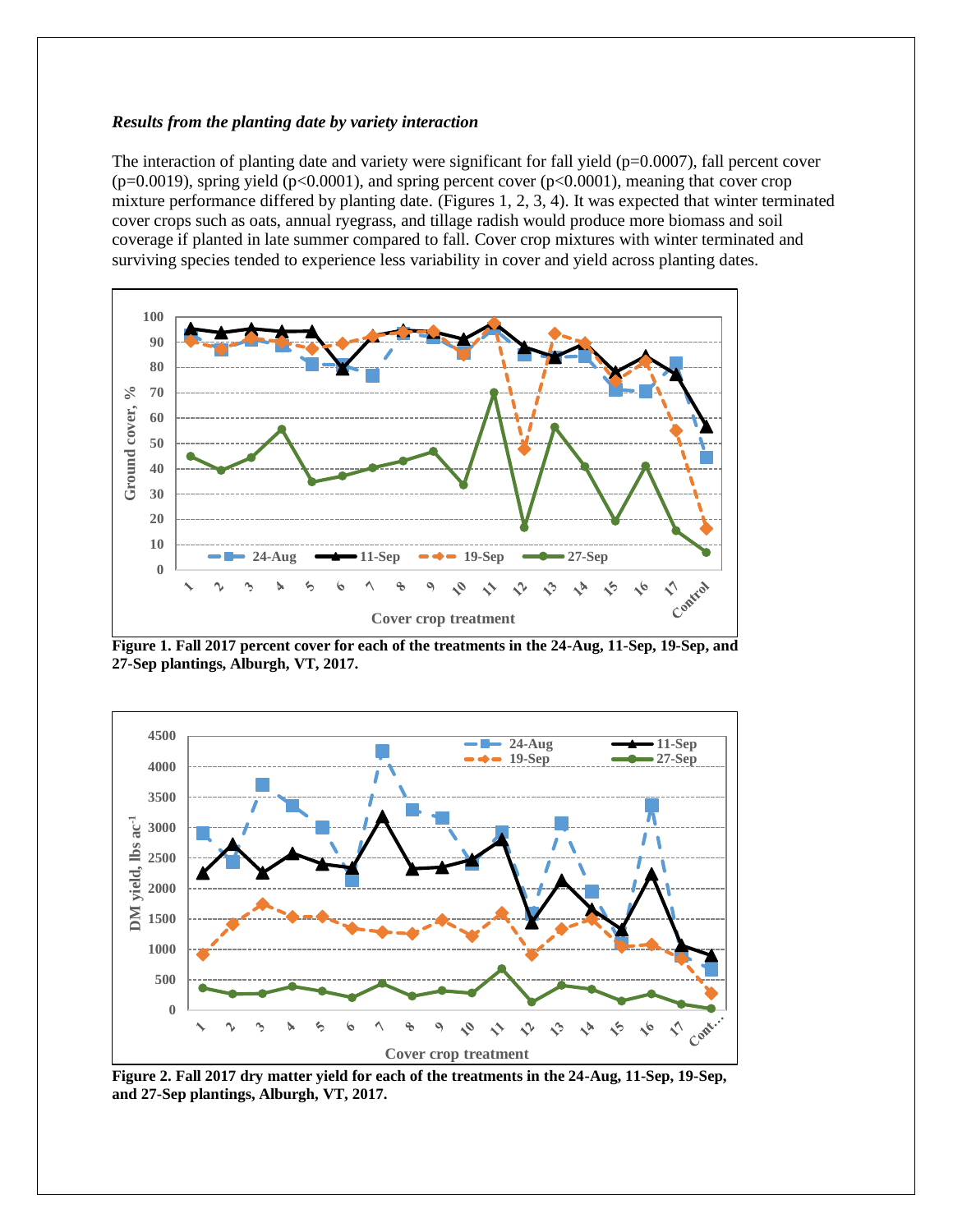***Results from the planting date by variety interaction***

The interaction of planting date and variety were significant for fall yield ($p=0.0007$), fall percent cover ($p=0.0019$), spring yield ($p<0.0001$), and spring percent cover ($p<0.0001$), meaning that cover crop mixture performance differed by planting date. (Figures 1, 2, 3, 4). It was expected that winter terminated cover crops such as oats, annual ryegrass, and tillage radish would produce more biomass and soil coverage if planted in late summer compared to fall. Cover crop mixtures with winter terminated and surviving species tended to experience less variability in cover and yield across planting dates.

**Figure 1. Fall 2017 percent cover for each of the treatments in the 24-Aug, 11-Sep, 19-Sep, and 27-Sep plantings, Alburgh, VT, 2017.**

**Figure 2. Fall 2017 dry matter yield for each of the treatments in the 24-Aug, 11-Sep, 19-Sep, and 27-Sep plantings, Alburgh, VT, 2017.**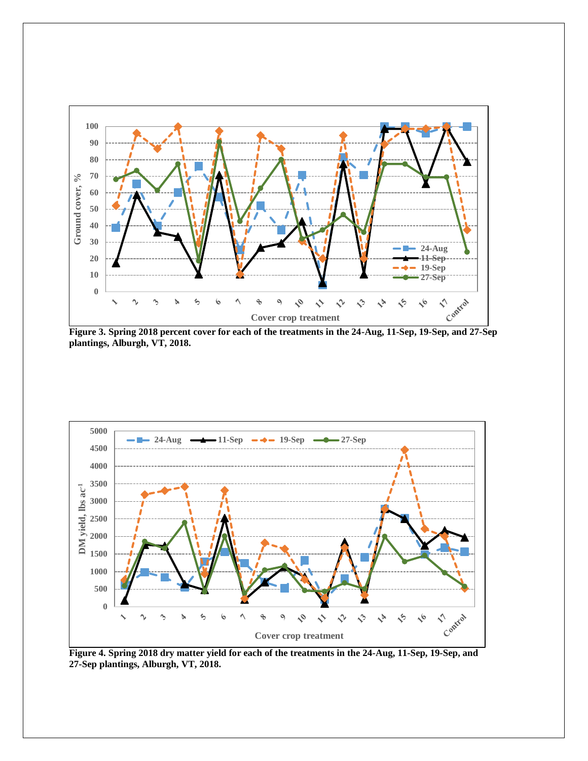Figure 3. Spring 2018 percent cover for each of the treatments in the 24-Aug, 11-Sep, 19-Sep, and 27-Sep plantings, Alburgh, VT, 2018.

Figure 4. Spring 2018 dry matter yield for each of the treatments in the 24-Aug, 11-Sep, 19-Sep, and 27-Sep plantings, Alburgh, VT, 2018.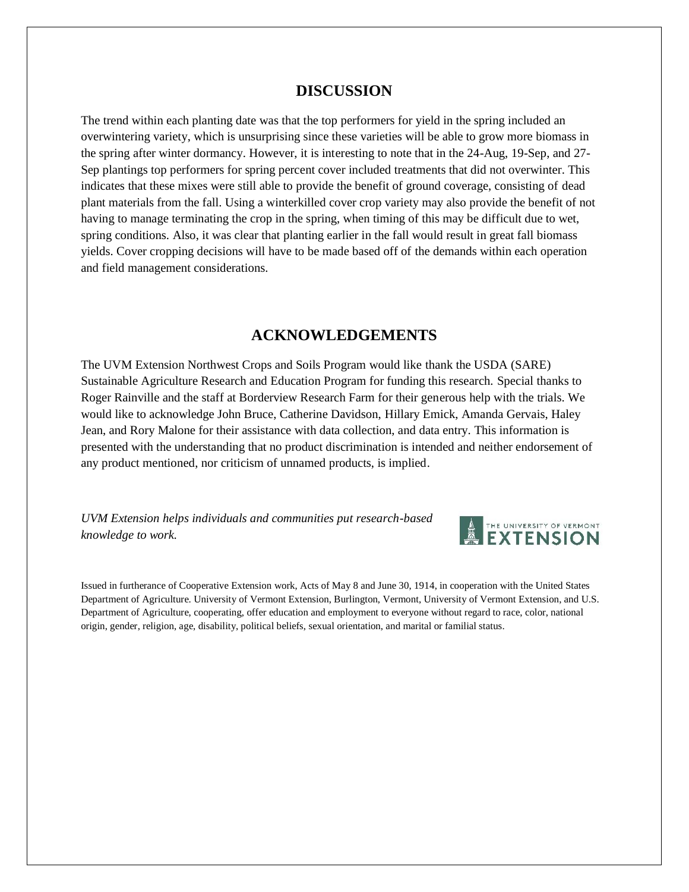## DISCUSSION

The trend within each planting date was that the top performers for yield in the spring included an overwintering variety, which is unsurprising since these varieties will be able to grow more biomass in the spring after winter dormancy. However, it is interesting to note that in the 24-Aug, 19-Sep, and 27-Sep plantings top performers for spring percent cover included treatments that did not overwinter. This indicates that these mixes were still able to provide the benefit of ground coverage, consisting of dead plant materials from the fall. Using a winterkilled cover crop variety may also provide the benefit of not having to manage terminating the crop in the spring, when timing of this may be difficult due to wet, spring conditions. Also, it was clear that planting earlier in the fall would result in great fall biomass yields. Cover cropping decisions will have to be made based off of the demands within each operation and field management considerations.

## ACKNOWLEDGEMENTS

The UVM Extension Northwest Crops and Soils Program would like thank the USDA (SARE) Sustainable Agriculture Research and Education Program for funding this research. Special thanks to Roger Rainville and the staff at Borderview Research Farm for their generous help with the trials. We would like to acknowledge John Bruce, Catherine Davidson, Hillary Emick, Amanda Gervais, Haley Jean, and Rory Malone for their assistance with data collection, and data entry. This information is presented with the understanding that no product discrimination is intended and neither endorsement of any product mentioned, nor criticism of unnamed products, is implied.

*UVM Extension helps individuals and communities put research-based knowledge to work.*

THE UNIVERSITY OF VERMONT EXTENSION

Issued in furtherance of Cooperative Extension work, Acts of May 8 and June 30, 1914, in cooperation with the United States Department of Agriculture. University of Vermont Extension, Burlington, Vermont, University of Vermont Extension, and U.S. Department of Agriculture, cooperating, offer education and employment to everyone without regard to race, color, national origin, gender, religion, age, disability, political beliefs, sexual orientation, and marital or familial status.